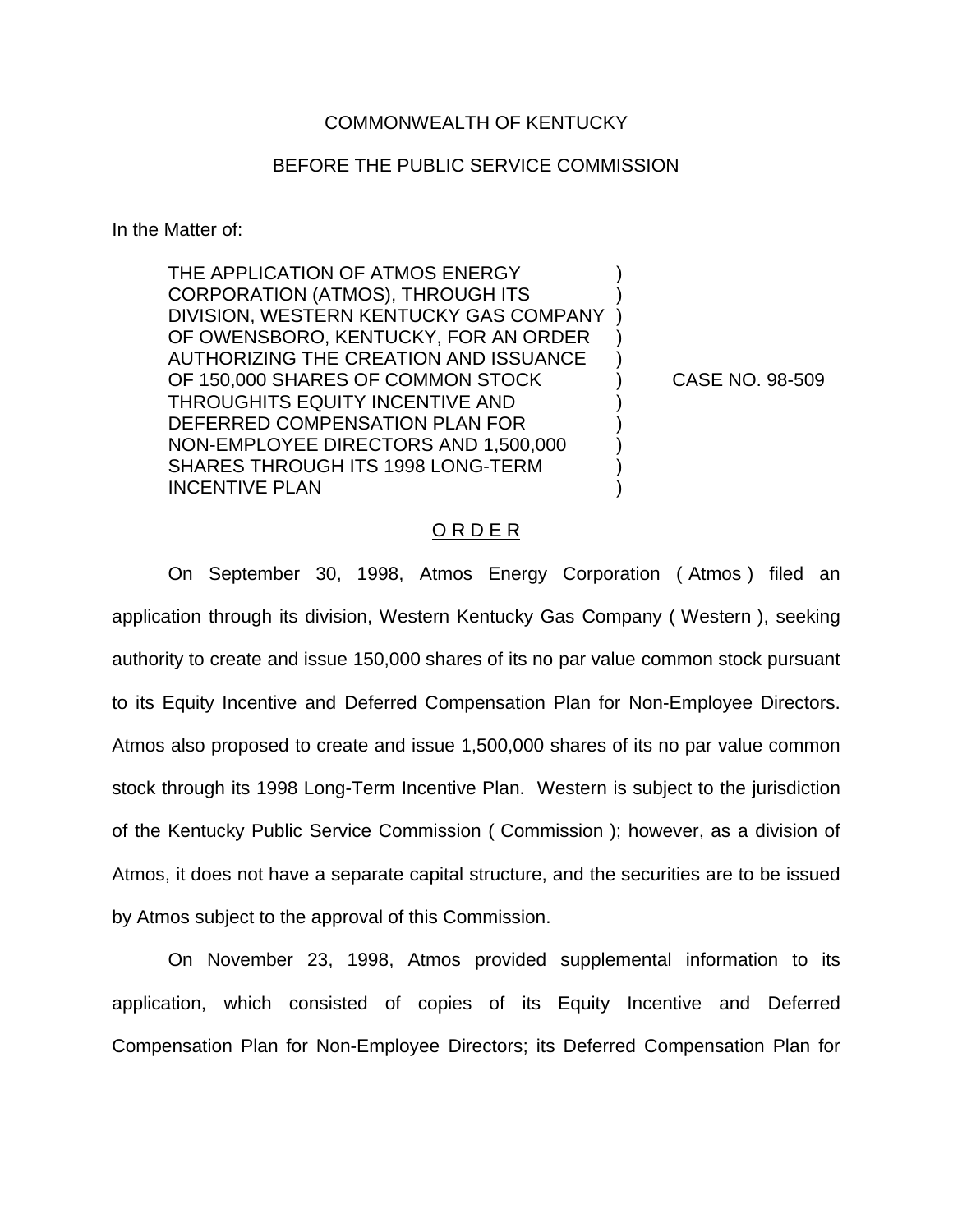COMMONWEALTH OF KENTUCKY

BEFORE THE PUBLIC SERVICE COMMISSION

In the Matter of:

THE APPLICATION OF ATMOS ENERGY CORPORATION (ATMOS), THROUGH ITS DIVISION, WESTERN KENTUCKY GAS COMPANY OF OWENSBORO, KENTUCKY, FOR AN ORDER AUTHORIZING THE CREATION AND ISSUANCE OF 150,000 SHARES OF COMMON STOCK THROUGHITS EQUITY INCENTIVE AND DEFERRED COMPENSATION PLAN FOR NON-EMPLOYEE DIRECTORS AND 1,500,000 SHARES THROUGH ITS 1998 LONG-TERM INCENTIVE PLAN ) CASE NO. 98-509

O R D E R

On September 30, 1998, Atmos Energy Corporation ( Atmos ) filed an application through its division, Western Kentucky Gas Company ( Western ), seeking authority to create and issue 150,000 shares of its no par value common stock pursuant to its Equity Incentive and Deferred Compensation Plan for Non-Employee Directors. Atmos also proposed to create and issue 1,500,000 shares of its no par value common stock through its 1998 Long-Term Incentive Plan. Western is subject to the jurisdiction of the Kentucky Public Service Commission ( Commission ); however, as a division of Atmos, it does not have a separate capital structure, and the securities are to be issued by Atmos subject to the approval of this Commission.

On November 23, 1998, Atmos provided supplemental information to its application, which consisted of copies of its Equity Incentive and Deferred Compensation Plan for Non-Employee Directors; its Deferred Compensation Plan for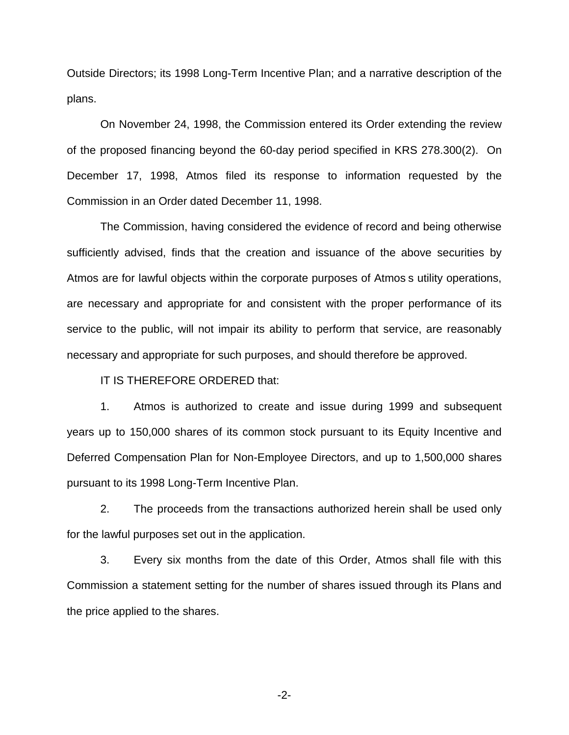Outside Directors; its 1998 Long-Term Incentive Plan; and a narrative description of the plans.

On November 24, 1998, the Commission entered its Order extending the review of the proposed financing beyond the 60-day period specified in KRS 278.300(2). On December 17, 1998, Atmos filed its response to information requested by the Commission in an Order dated December 11, 1998.

The Commission, having considered the evidence of record and being otherwise sufficiently advised, finds that the creation and issuance of the above securities by Atmos are for lawful objects within the corporate purposes of Atmos s utility operations, are necessary and appropriate for and consistent with the proper performance of its service to the public, will not impair its ability to perform that service, are reasonably necessary and appropriate for such purposes, and should therefore be approved.

IT IS THEREFORE ORDERED that:

1. Atmos is authorized to create and issue during 1999 and subsequent years up to 150,000 shares of its common stock pursuant to its Equity Incentive and Deferred Compensation Plan for Non-Employee Directors, and up to 1,500,000 shares pursuant to its 1998 Long-Term Incentive Plan.

2. The proceeds from the transactions authorized herein shall be used only for the lawful purposes set out in the application.

3. Every six months from the date of this Order, Atmos shall file with this Commission a statement setting for the number of shares issued through its Plans and the price applied to the shares.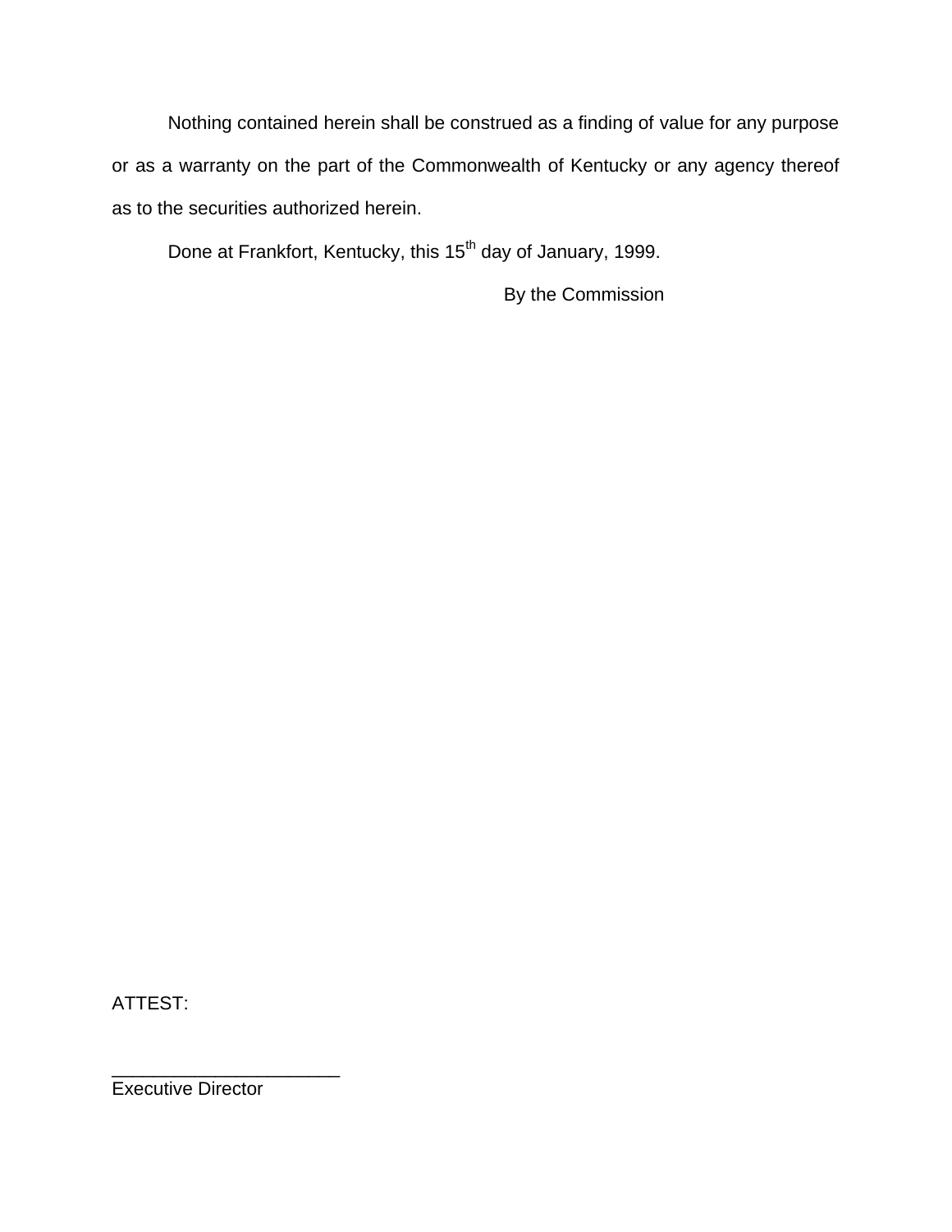Nothing contained herein shall be construed as a finding of value for any purpose or as a warranty on the part of the Commonwealth of Kentucky or any agency thereof as to the securities authorized herein.

Done at Frankfort, Kentucky, this 15th day of January, 1999.

By the Commission

ATTEST:

______________________
Executive Director